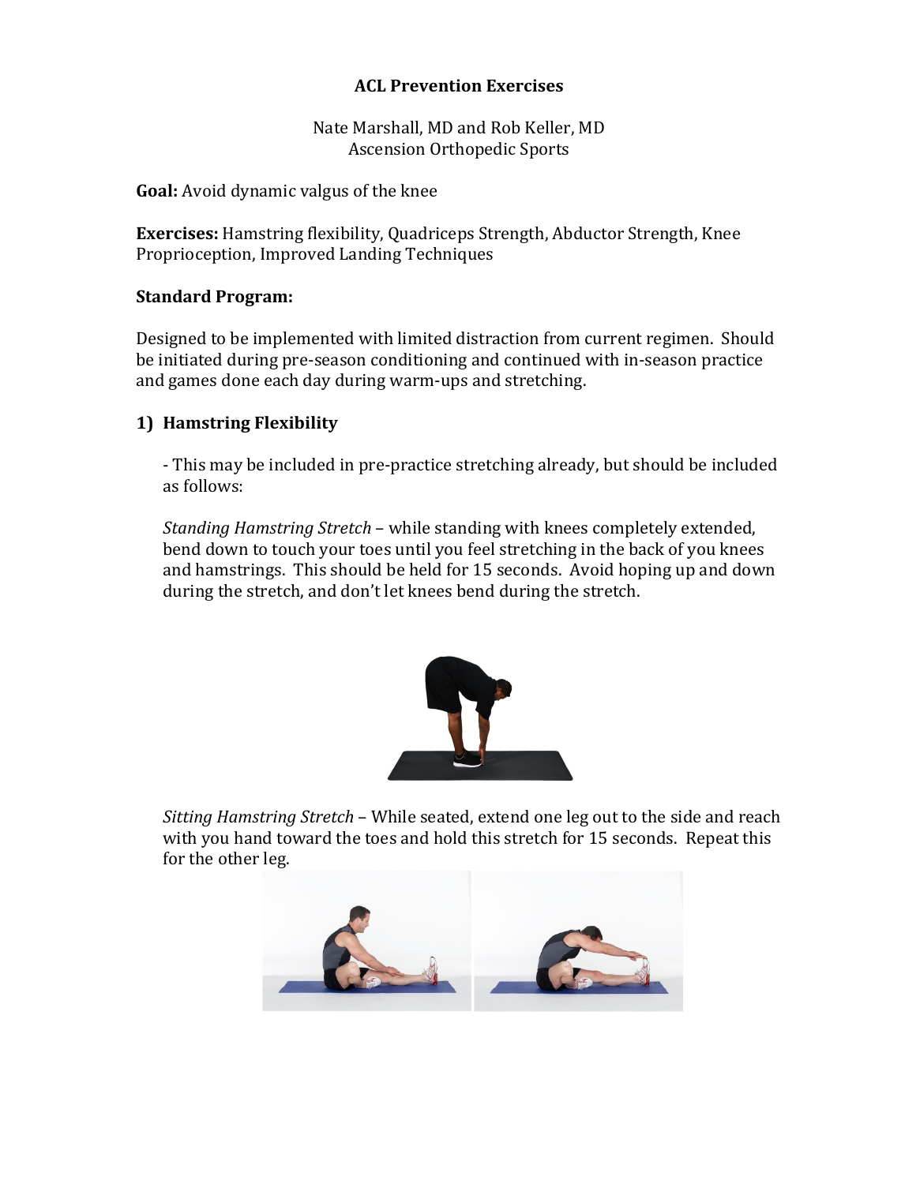# ACL Prevention Exercises

Nate Marshall, MD and Rob Keller, MD
Ascension Orthopedic Sports

**Goal:** Avoid dynamic valgus of the knee

**Exercises:** Hamstring flexibility, Quadriceps Strength, Abductor Strength, Knee Proprioception, Improved Landing Techniques

## Standard Program:

Designed to be implemented with limited distraction from current regimen. Should be initiated during pre-season conditioning and continued with in-season practice and games done each day during warm-ups and stretching.

### 1) Hamstring Flexibility

- This may be included in pre-practice stretching already, but should be included as follows:

*Standing Hamstring Stretch* – while standing with knees completely extended, bend down to touch your toes until you feel stretching in the back of you knees and hamstrings. This should be held for 15 seconds. Avoid hoping up and down during the stretch, and don't let knees bend during the stretch.

*Sitting Hamstring Stretch* – While seated, extend one leg out to the side and reach with you hand toward the toes and hold this stretch for 15 seconds. Repeat this for the other leg.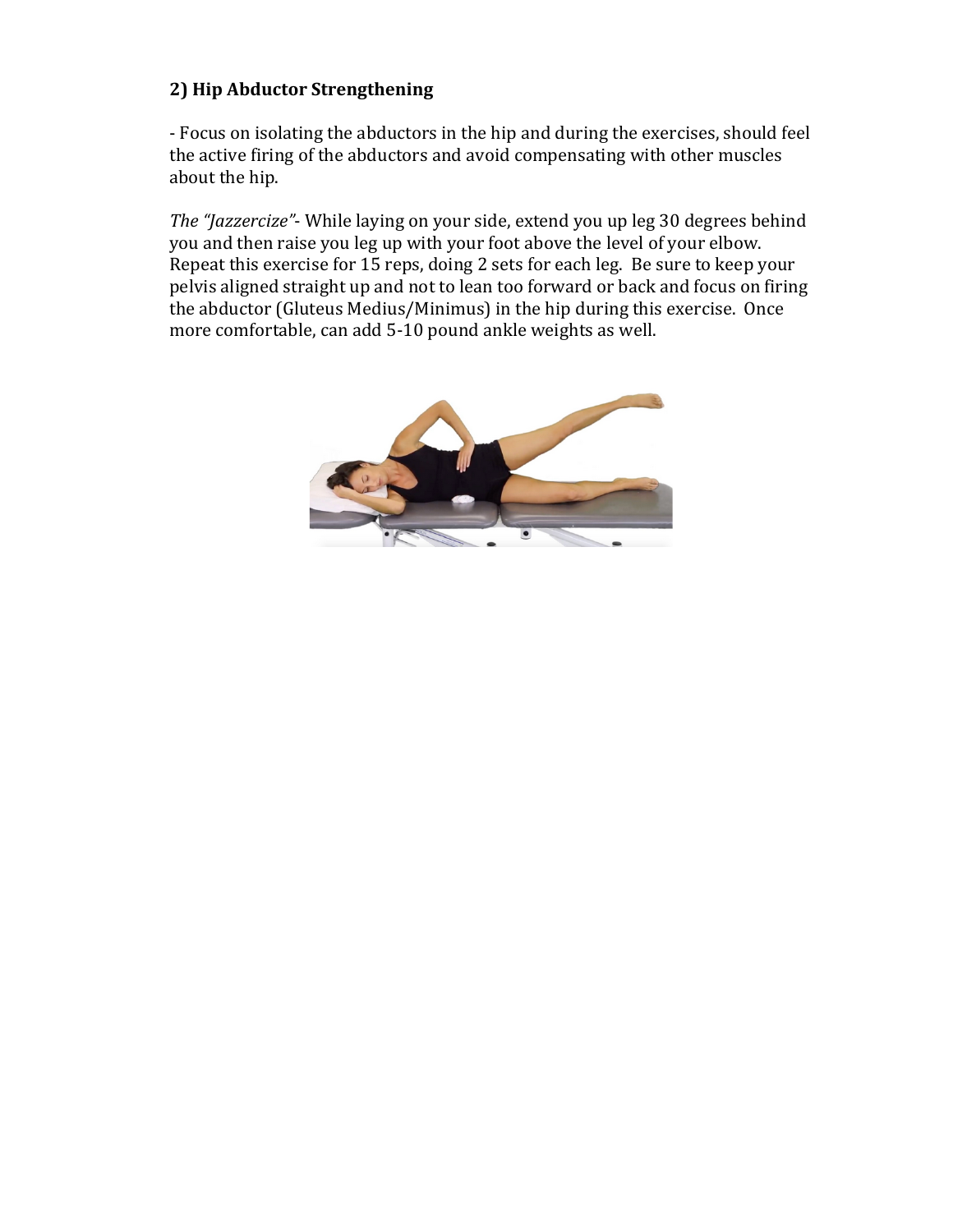## 2) Hip Abductor Strengthening

- Focus on isolating the abductors in the hip and during the exercises, should feel the active firing of the abductors and avoid compensating with other muscles about the hip.

*The "Jazzercize"*- While laying on your side, extend you up leg 30 degrees behind you and then raise you leg up with your foot above the level of your elbow. Repeat this exercise for 15 reps, doing 2 sets for each leg. Be sure to keep your pelvis aligned straight up and not to lean too forward or back and focus on firing the abductor (Gluteus Medius/Minimus) in the hip during this exercise. Once more comfortable, can add 5-10 pound ankle weights as well.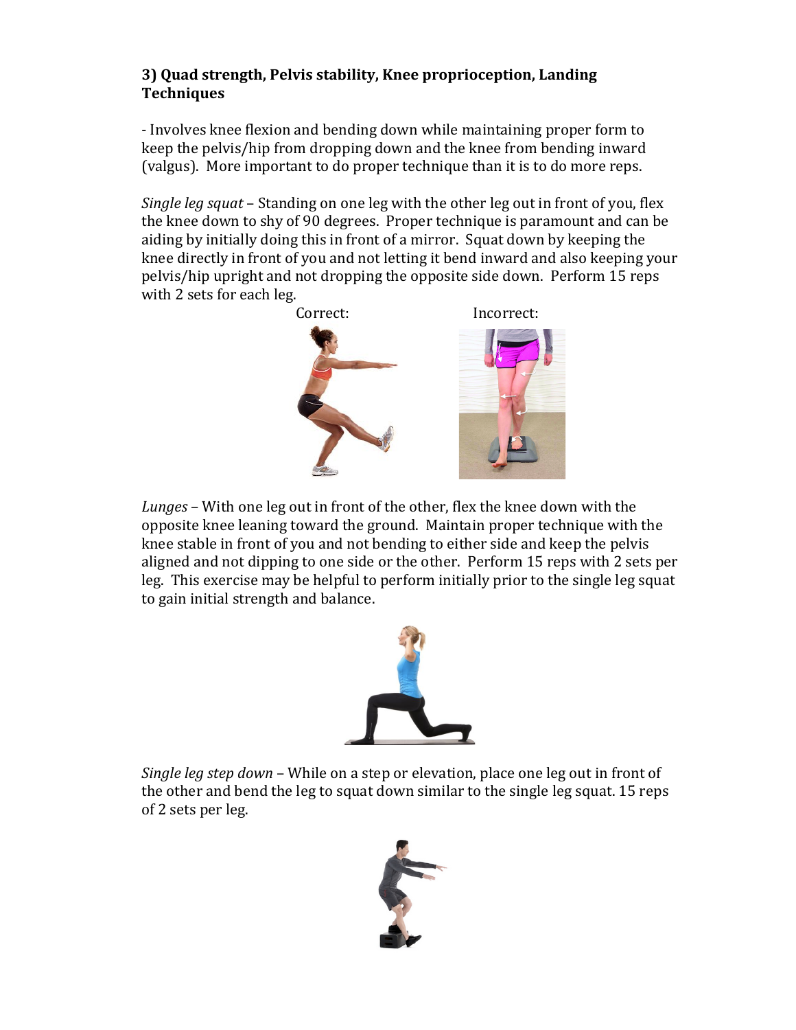### 3) Quad strength, Pelvis stability, Knee proprioception, Landing Techniques

- Involves knee flexion and bending down while maintaining proper form to keep the pelvis/hip from dropping down and the knee from bending inward (valgus). More important to do proper technique than it is to do more reps.

*Single leg squat* – Standing on one leg with the other leg out in front of you, flex the knee down to shy of 90 degrees. Proper technique is paramount and can be aiding by initially doing this in front of a mirror. Squat down by keeping the knee directly in front of you and not letting it bend inward and also keeping your pelvis/hip upright and not dropping the opposite side down. Perform 15 reps with 2 sets for each leg.

Correct: Incorrect:

*Lunges* – With one leg out in front of the other, flex the knee down with the opposite knee leaning toward the ground. Maintain proper technique with the knee stable in front of you and not bending to either side and keep the pelvis aligned and not dipping to one side or the other. Perform 15 reps with 2 sets per leg. This exercise may be helpful to perform initially prior to the single leg squat to gain initial strength and balance.

*Single leg step down* – While on a step or elevation, place one leg out in front of the other and bend the leg to squat down similar to the single leg squat. 15 reps of 2 sets per leg.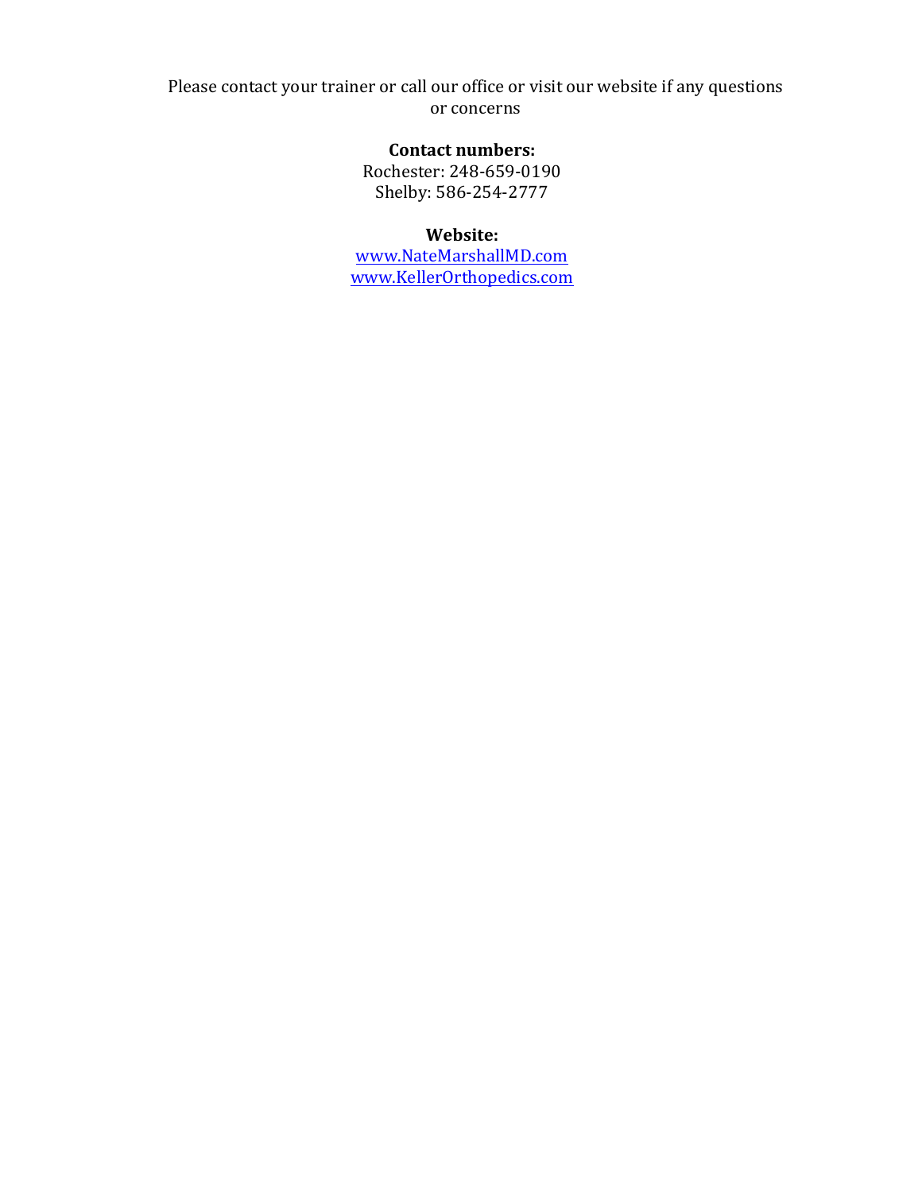Please contact your trainer or call our office or visit our website if any questions or concerns

**Contact numbers:**

Rochester: 248-659-0190

Shelby: 586-254-2777

**Website:**

[www.NateMarshallMD.com](http://www.NateMarshallMD.com)

[www.KellerOrthopedics.com](http://www.KellerOrthopedics.com)